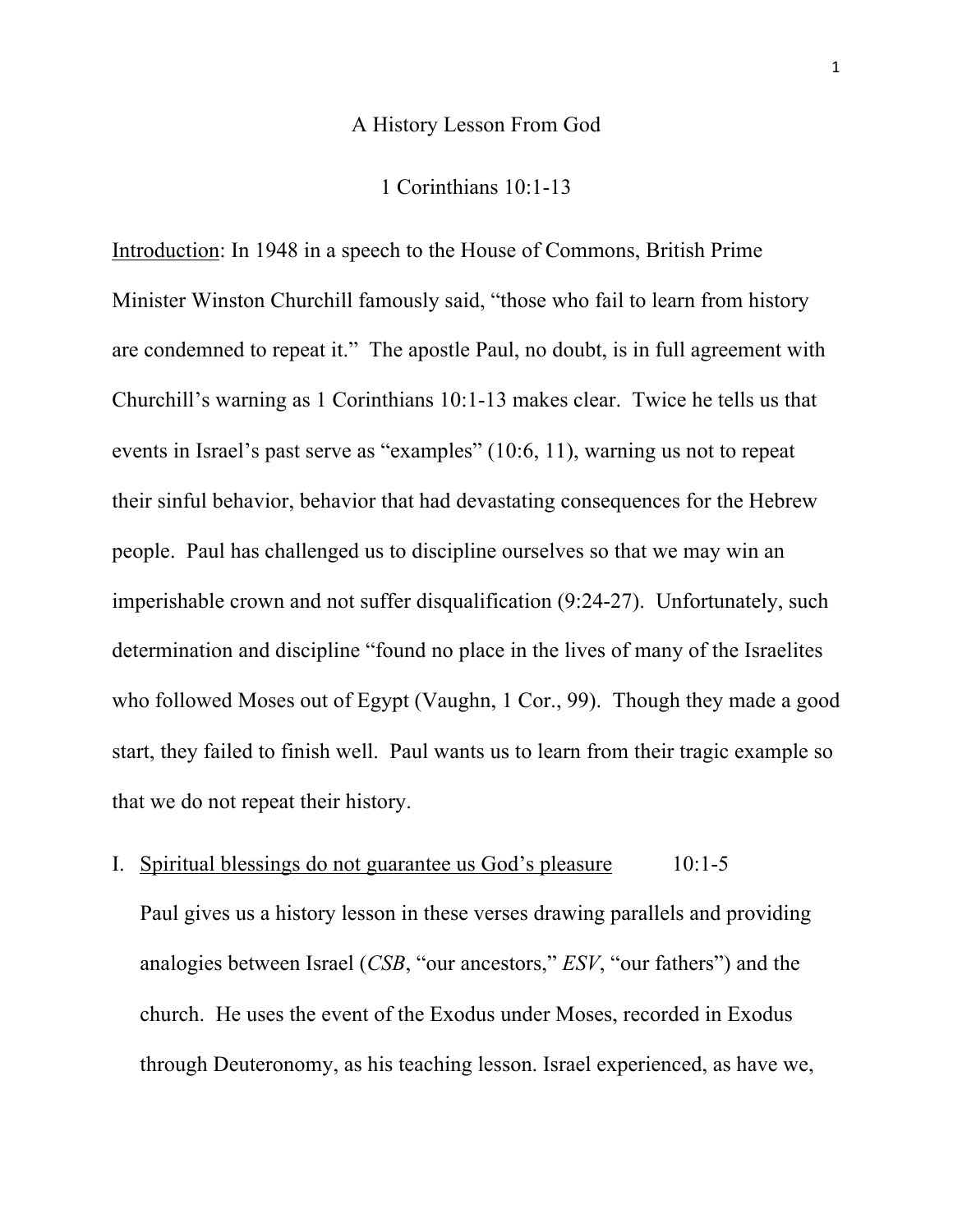# A History Lesson From God

## 1 Corinthians 10:1-13

<u>Introduction</u>: In 1948 in a speech to the House of Commons, British Prime Minister Winston Churchill famously said, "those who fail to learn from history are condemned to repeat it." The apostle Paul, no doubt, is in full agreement with Churchill's warning as 1 Corinthians 10:1-13 makes clear. Twice he tells us that events in Israel's past serve as "examples" (10:6, 11), warning us not to repeat their sinful behavior, behavior that had devastating consequences for the Hebrew people. Paul has challenged us to discipline ourselves so that we may win an imperishable crown and not suffer disqualification (9:24-27). Unfortunately, such determination and discipline "found no place in the lives of many of the Israelites who followed Moses out of Egypt (Vaughn, 1 Cor., 99). Though they made a good start, they failed to finish well. Paul wants us to learn from their tragic example so that we do not repeat their history.

I. <u>Spiritual blessings do not guarantee us God's pleasure</u> 10:1-5

Paul gives us a history lesson in these verses drawing parallels and providing analogies between Israel (*CSB*, "our ancestors," *ESV*, "our fathers") and the church. He uses the event of the Exodus under Moses, recorded in Exodus through Deuteronomy, as his teaching lesson. Israel experienced, as have we,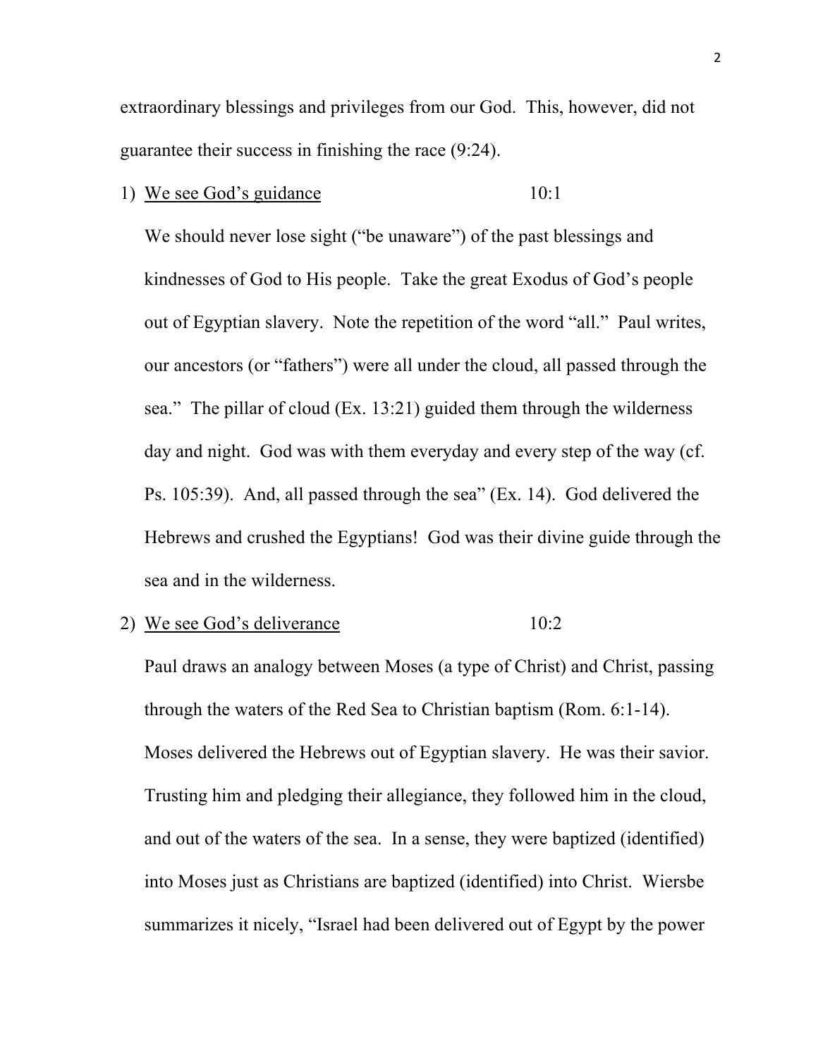extraordinary blessings and privileges from our God. This, however, did not guarantee their success in finishing the race (9:24).

1) <u>We see God's guidance</u> 10:1

   We should never lose sight ("be unaware") of the past blessings and kindnesses of God to His people. Take the great Exodus of God's people out of Egyptian slavery. Note the repetition of the word "all." Paul writes, our ancestors (or "fathers") were all under the cloud, all passed through the sea." The pillar of cloud (Ex. 13:21) guided them through the wilderness day and night. God was with them everyday and every step of the way (cf. Ps. 105:39). And, all passed through the sea" (Ex. 14). God delivered the Hebrews and crushed the Egyptians! God was their divine guide through the sea and in the wilderness.

2) <u>We see God's deliverance</u> 10:2

   Paul draws an analogy between Moses (a type of Christ) and Christ, passing through the waters of the Red Sea to Christian baptism (Rom. 6:1-14). Moses delivered the Hebrews out of Egyptian slavery. He was their savior. Trusting him and pledging their allegiance, they followed him in the cloud, and out of the waters of the sea. In a sense, they were baptized (identified) into Moses just as Christians are baptized (identified) into Christ. Wiersbe summarizes it nicely, "Israel had been delivered out of Egypt by the power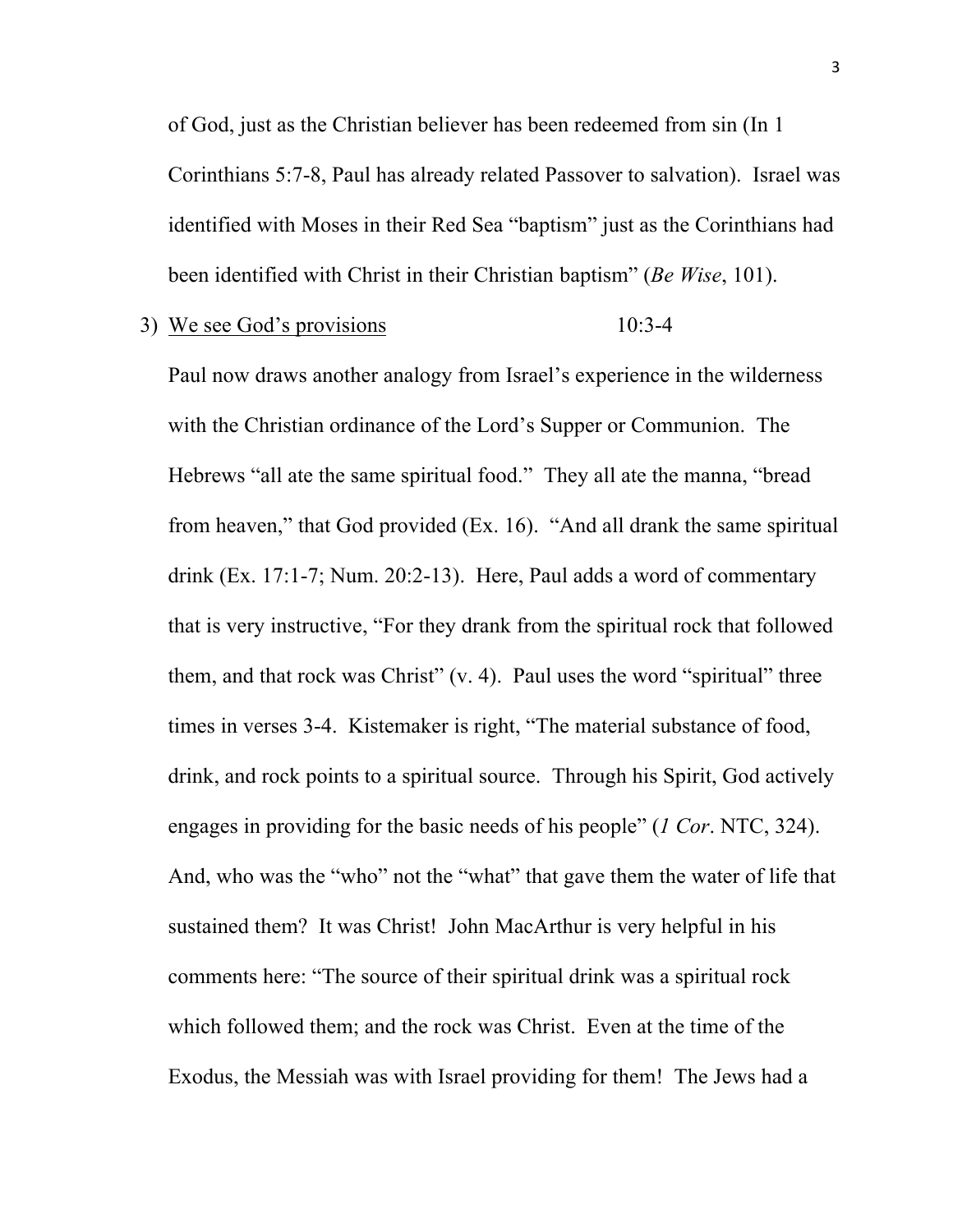of God, just as the Christian believer has been redeemed from sin (In 1 Corinthians 5:7-8, Paul has already related Passover to salvation). Israel was identified with Moses in their Red Sea "baptism" just as the Corinthians had been identified with Christ in their Christian baptism" (*Be Wise*, 101).

3) <u>We see God's provisions</u> 10:3-4

Paul now draws another analogy from Israel's experience in the wilderness with the Christian ordinance of the Lord's Supper or Communion. The Hebrews "all ate the same spiritual food." They all ate the manna, "bread from heaven," that God provided (Ex. 16). "And all drank the same spiritual drink (Ex. 17:1-7; Num. 20:2-13). Here, Paul adds a word of commentary that is very instructive, "For they drank from the spiritual rock that followed them, and that rock was Christ" (v. 4). Paul uses the word "spiritual" three times in verses 3-4. Kistemaker is right, "The material substance of food, drink, and rock points to a spiritual source. Through his Spirit, God actively engages in providing for the basic needs of his people" (*1 Cor*. NTC, 324). And, who was the "who" not the "what" that gave them the water of life that sustained them? It was Christ! John MacArthur is very helpful in his comments here: "The source of their spiritual drink was a spiritual rock which followed them; and the rock was Christ. Even at the time of the Exodus, the Messiah was with Israel providing for them! The Jews had a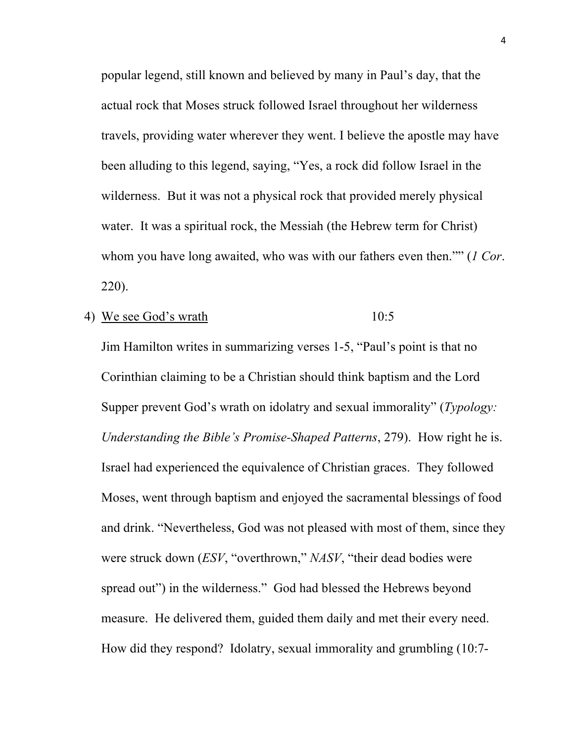popular legend, still known and believed by many in Paul's day, that the actual rock that Moses struck followed Israel throughout her wilderness travels, providing water wherever they went. I believe the apostle may have been alluding to this legend, saying, "Yes, a rock did follow Israel in the wilderness. But it was not a physical rock that provided merely physical water. It was a spiritual rock, the Messiah (the Hebrew term for Christ) whom you have long awaited, who was with our fathers even then."" (*1 Cor*. 220).

4) We see God's wrath 10:5

Jim Hamilton writes in summarizing verses 1-5, "Paul's point is that no Corinthian claiming to be a Christian should think baptism and the Lord Supper prevent God's wrath on idolatry and sexual immorality" (*Typology: Understanding the Bible's Promise-Shaped Patterns*, 279). How right he is. Israel had experienced the equivalence of Christian graces. They followed Moses, went through baptism and enjoyed the sacramental blessings of food and drink. "Nevertheless, God was not pleased with most of them, since they were struck down (*ESV*, "overthrown," *NASV*, "their dead bodies were spread out") in the wilderness." God had blessed the Hebrews beyond measure. He delivered them, guided them daily and met their every need. How did they respond? Idolatry, sexual immorality and grumbling (10:7-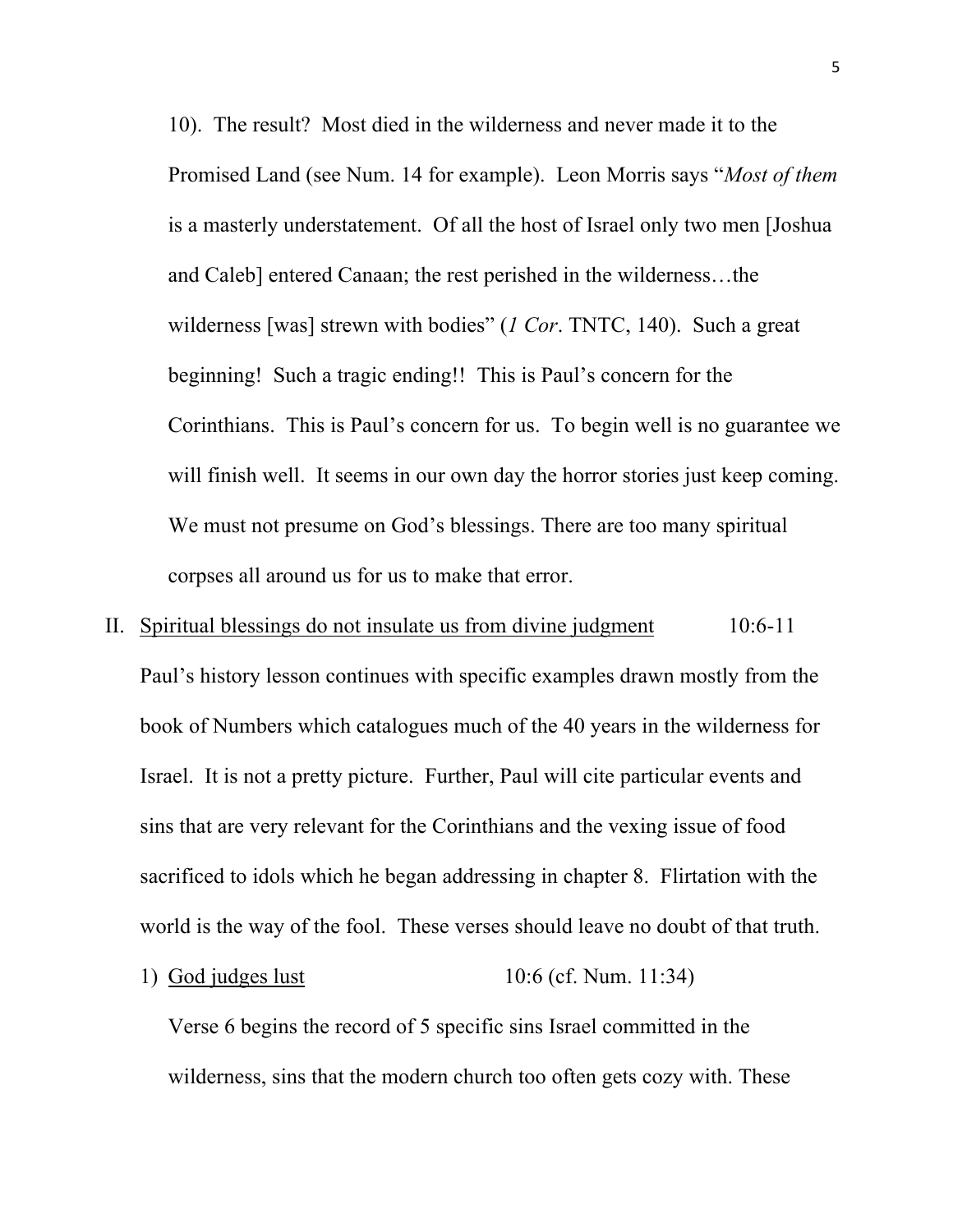10). The result? Most died in the wilderness and never made it to the Promised Land (see Num. 14 for example). Leon Morris says "*Most of them* is a masterly understatement. Of all the host of Israel only two men [Joshua and Caleb] entered Canaan; the rest perished in the wilderness…the wilderness [was] strewn with bodies" (*1 Cor*. TNTC, 140). Such a great beginning! Such a tragic ending!! This is Paul's concern for the Corinthians. This is Paul's concern for us. To begin well is no guarantee we will finish well. It seems in our own day the horror stories just keep coming. We must not presume on God's blessings. There are too many spiritual corpses all around us for us to make that error.

II. Spiritual blessings do not insulate us from divine judgment 10:6-11

Paul's history lesson continues with specific examples drawn mostly from the book of Numbers which catalogues much of the 40 years in the wilderness for Israel. It is not a pretty picture. Further, Paul will cite particular events and sins that are very relevant for the Corinthians and the vexing issue of food sacrificed to idols which he began addressing in chapter 8. Flirtation with the world is the way of the fool. These verses should leave no doubt of that truth.

1) God judges lust 10:6 (cf. Num. 11:34)

Verse 6 begins the record of 5 specific sins Israel committed in the wilderness, sins that the modern church too often gets cozy with. These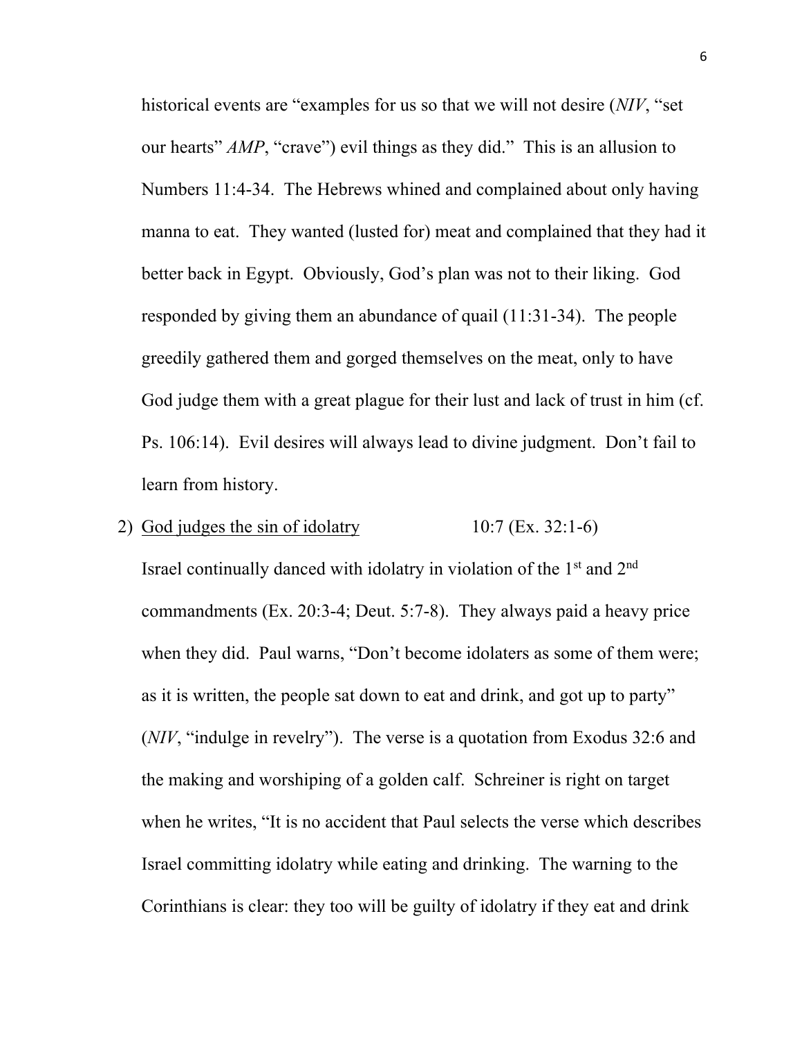historical events are "examples for us so that we will not desire (*NIV*, "set our hearts" *AMP*, "crave") evil things as they did." This is an allusion to Numbers 11:4-34. The Hebrews whined and complained about only having manna to eat. They wanted (lusted for) meat and complained that they had it better back in Egypt. Obviously, God's plan was not to their liking. God responded by giving them an abundance of quail (11:31-34). The people greedily gathered them and gorged themselves on the meat, only to have God judge them with a great plague for their lust and lack of trust in him (cf. Ps. 106:14). Evil desires will always lead to divine judgment. Don't fail to learn from history.

2) <u>God judges the sin of idolatry</u> 10:7 (Ex. 32:1-6)

Israel continually danced with idolatry in violation of the 1st and 2nd commandments (Ex. 20:3-4; Deut. 5:7-8). They always paid a heavy price when they did. Paul warns, "Don't become idolaters as some of them were; as it is written, the people sat down to eat and drink, and got up to party" (*NIV*, "indulge in revelry"). The verse is a quotation from Exodus 32:6 and the making and worshiping of a golden calf. Schreiner is right on target when he writes, "It is no accident that Paul selects the verse which describes Israel committing idolatry while eating and drinking. The warning to the Corinthians is clear: they too will be guilty of idolatry if they eat and drink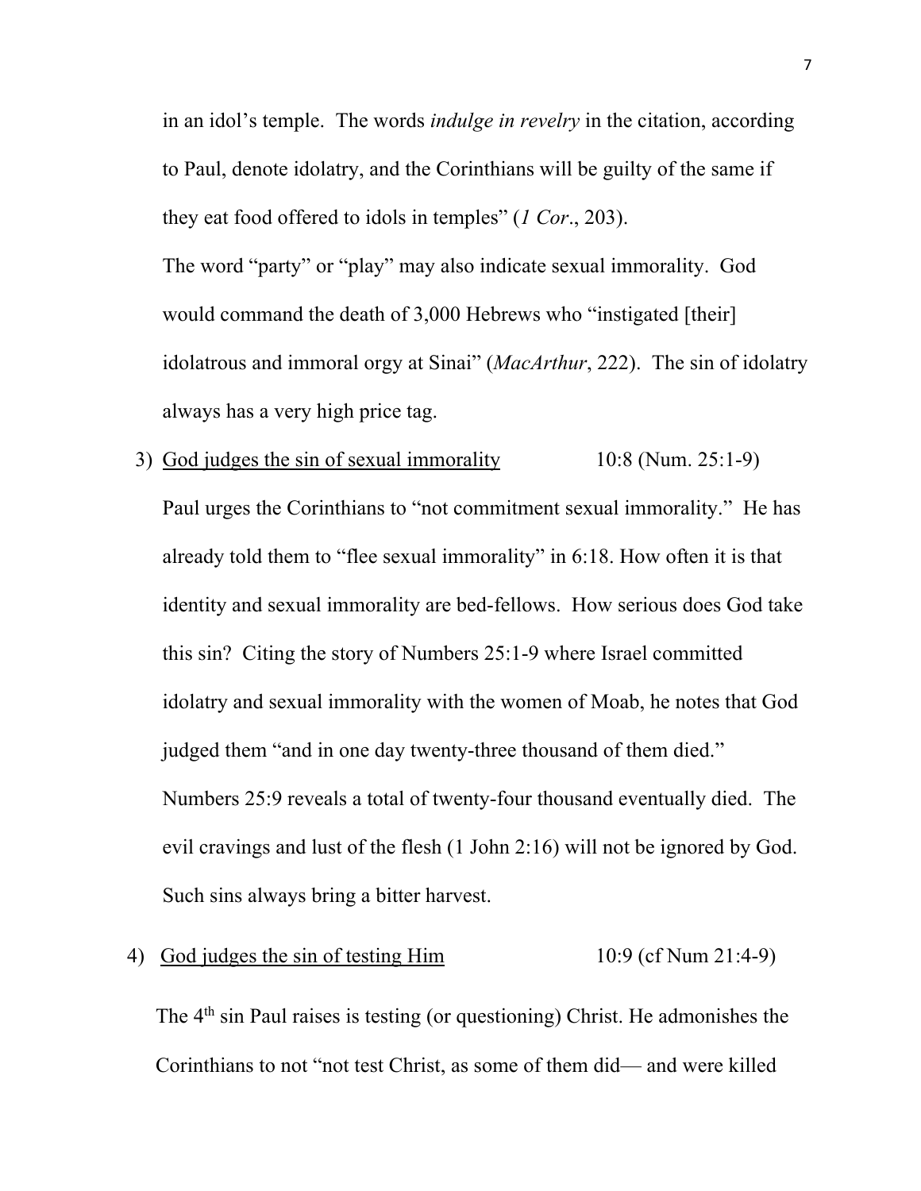in an idol's temple. The words *indulge in revelry* in the citation, according to Paul, denote idolatry, and the Corinthians will be guilty of the same if they eat food offered to idols in temples" (*1 Cor*., 203).

The word "party" or "play" may also indicate sexual immorality. God would command the death of 3,000 Hebrews who "instigated [their] idolatrous and immoral orgy at Sinai" (*MacArthur*, 222). The sin of idolatry always has a very high price tag.

3) <u>God judges the sin of sexual immorality</u> 10:8 (Num. 25:1-9)

Paul urges the Corinthians to "not commitment sexual immorality." He has already told them to "flee sexual immorality" in 6:18. How often it is that identity and sexual immorality are bed-fellows. How serious does God take this sin? Citing the story of Numbers 25:1-9 where Israel committed idolatry and sexual immorality with the women of Moab, he notes that God judged them "and in one day twenty-three thousand of them died." Numbers 25:9 reveals a total of twenty-four thousand eventually died. The evil cravings and lust of the flesh (1 John 2:16) will not be ignored by God. Such sins always bring a bitter harvest.

4) <u>God judges the sin of testing Him</u> 10:9 (cf Num 21:4-9)

The 4th sin Paul raises is testing (or questioning) Christ. He admonishes the Corinthians to not "not test Christ, as some of them did— and were killed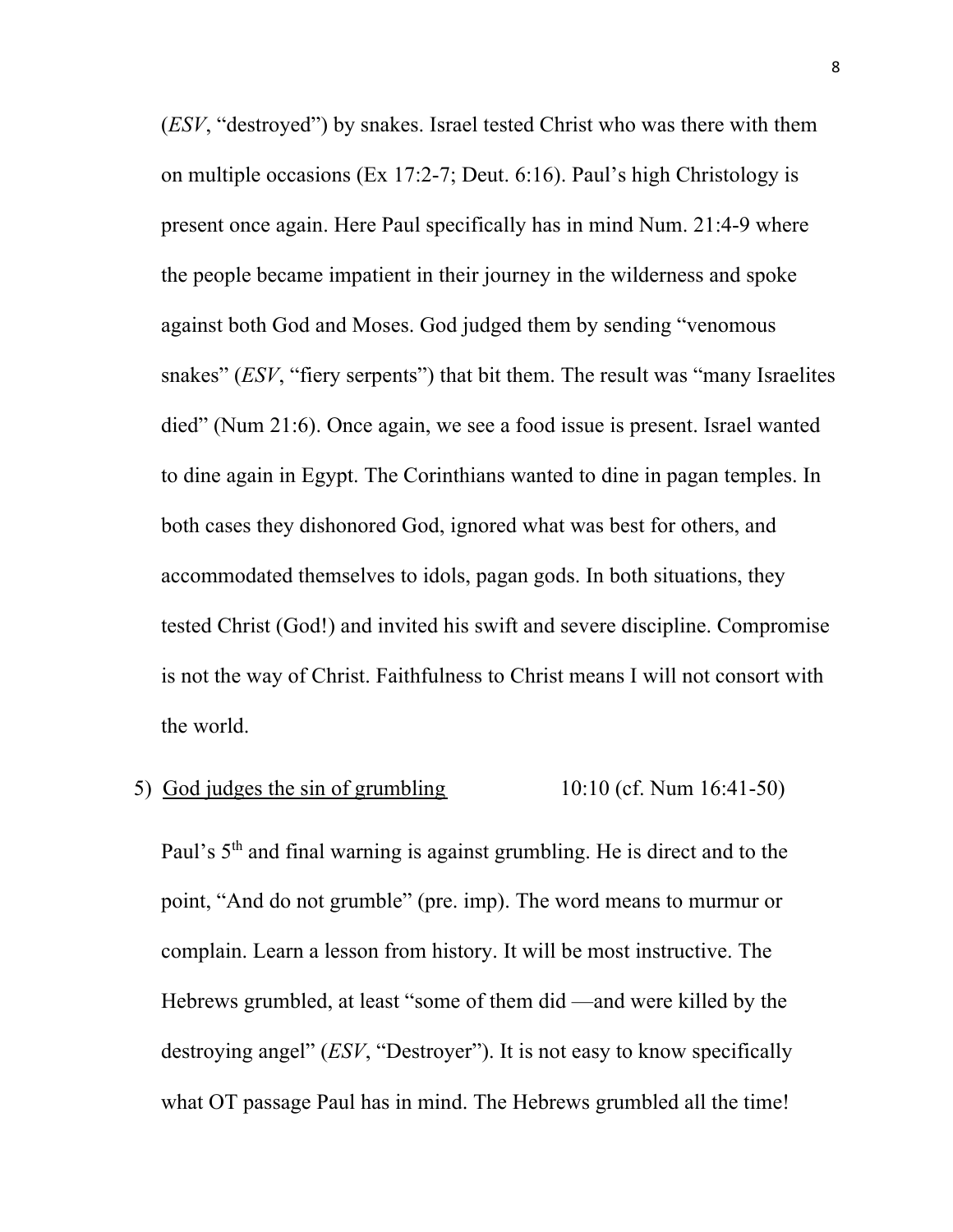(*ESV*, "destroyed") by snakes. Israel tested Christ who was there with them on multiple occasions (Ex 17:2-7; Deut. 6:16). Paul's high Christology is present once again. Here Paul specifically has in mind Num. 21:4-9 where the people became impatient in their journey in the wilderness and spoke against both God and Moses. God judged them by sending "venomous snakes" (*ESV*, "fiery serpents") that bit them. The result was "many Israelites died" (Num 21:6). Once again, we see a food issue is present. Israel wanted to dine again in Egypt. The Corinthians wanted to dine in pagan temples. In both cases they dishonored God, ignored what was best for others, and accommodated themselves to idols, pagan gods. In both situations, they tested Christ (God!) and invited his swift and severe discipline. Compromise is not the way of Christ. Faithfulness to Christ means I will not consort with the world.

5) <u>God judges the sin of grumbling</u> 10:10 (cf. Num 16:41-50)

Paul's 5th and final warning is against grumbling. He is direct and to the point, "And do not grumble" (pre. imp). The word means to murmur or complain. Learn a lesson from history. It will be most instructive. The Hebrews grumbled, at least "some of them did —and were killed by the destroying angel" (*ESV*, "Destroyer"). It is not easy to know specifically what OT passage Paul has in mind. The Hebrews grumbled all the time!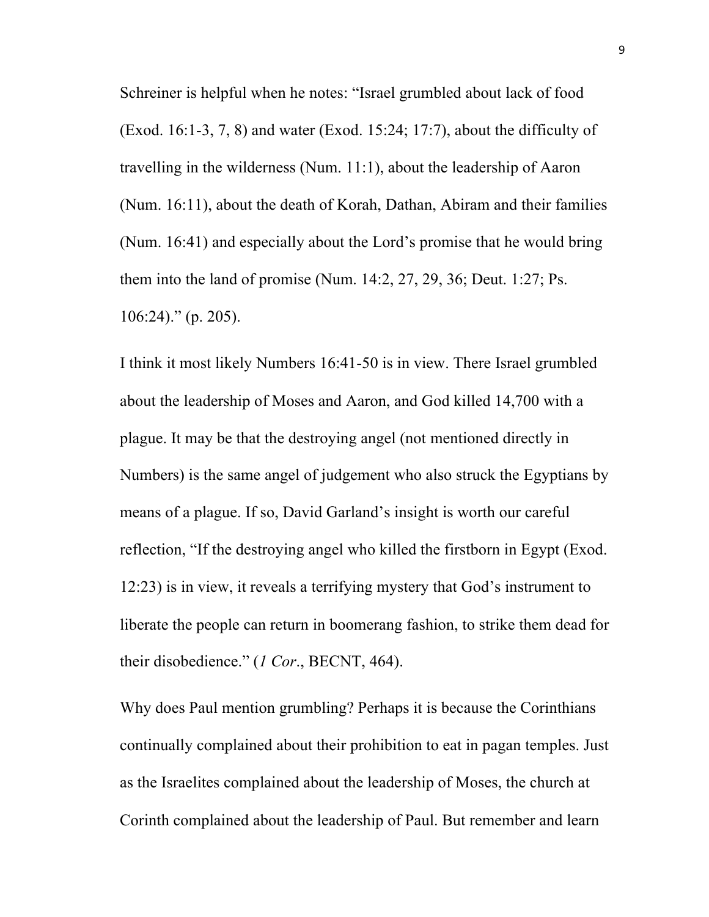Schreiner is helpful when he notes: "Israel grumbled about lack of food (Exod. 16:1-3, 7, 8) and water (Exod. 15:24; 17:7), about the difficulty of travelling in the wilderness (Num. 11:1), about the leadership of Aaron (Num. 16:11), about the death of Korah, Dathan, Abiram and their families (Num. 16:41) and especially about the Lord's promise that he would bring them into the land of promise (Num. 14:2, 27, 29, 36; Deut. 1:27; Ps. 106:24)." (p. 205).

I think it most likely Numbers 16:41-50 is in view. There Israel grumbled about the leadership of Moses and Aaron, and God killed 14,700 with a plague. It may be that the destroying angel (not mentioned directly in Numbers) is the same angel of judgement who also struck the Egyptians by means of a plague. If so, David Garland's insight is worth our careful reflection, "If the destroying angel who killed the firstborn in Egypt (Exod. 12:23) is in view, it reveals a terrifying mystery that God's instrument to liberate the people can return in boomerang fashion, to strike them dead for their disobedience." (*1 Cor*., BECNT, 464).

Why does Paul mention grumbling? Perhaps it is because the Corinthians continually complained about their prohibition to eat in pagan temples. Just as the Israelites complained about the leadership of Moses, the church at Corinth complained about the leadership of Paul. But remember and learn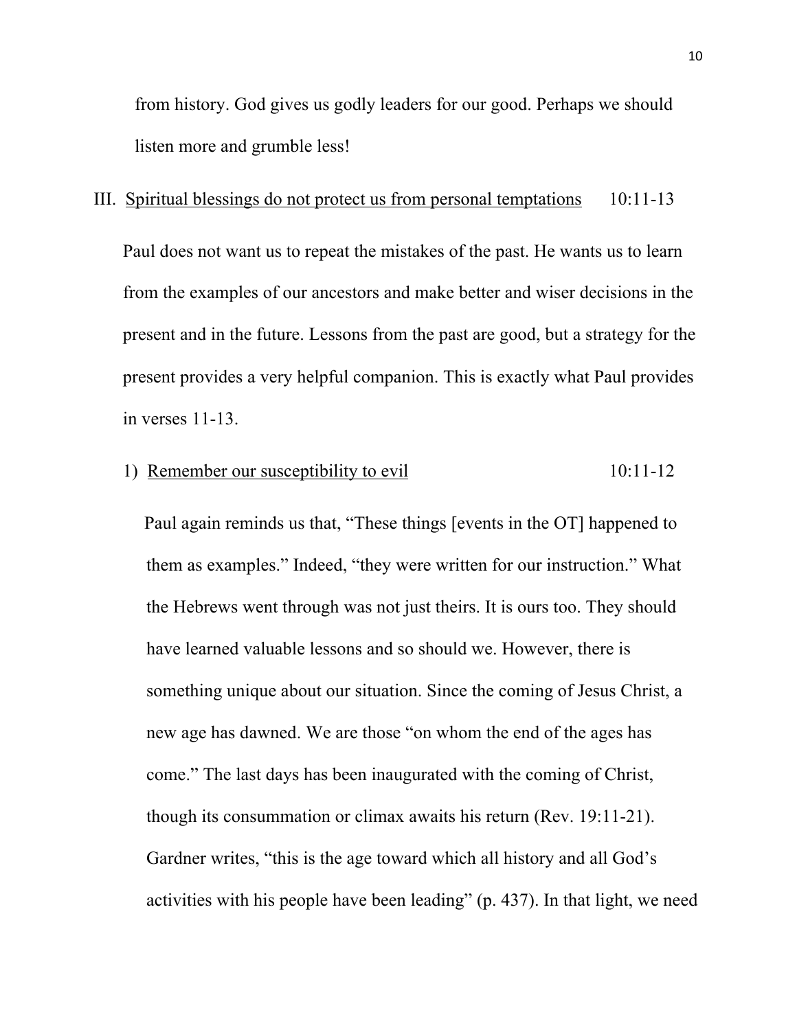from history. God gives us godly leaders for our good. Perhaps we should listen more and grumble less!

## III. <u>Spiritual blessings do not protect us from personal temptations</u> 10:11-13

Paul does not want us to repeat the mistakes of the past. He wants us to learn from the examples of our ancestors and make better and wiser decisions in the present and in the future. Lessons from the past are good, but a strategy for the present provides a very helpful companion. This is exactly what Paul provides in verses 11-13.

### 1) <u>Remember our susceptibility to evil</u> 10:11-12

Paul again reminds us that, "These things [events in the OT] happened to them as examples." Indeed, "they were written for our instruction." What the Hebrews went through was not just theirs. It is ours too. They should have learned valuable lessons and so should we. However, there is something unique about our situation. Since the coming of Jesus Christ, a new age has dawned. We are those "on whom the end of the ages has come." The last days has been inaugurated with the coming of Christ, though its consummation or climax awaits his return (Rev. 19:11-21). Gardner writes, "this is the age toward which all history and all God's activities with his people have been leading" (p. 437). In that light, we need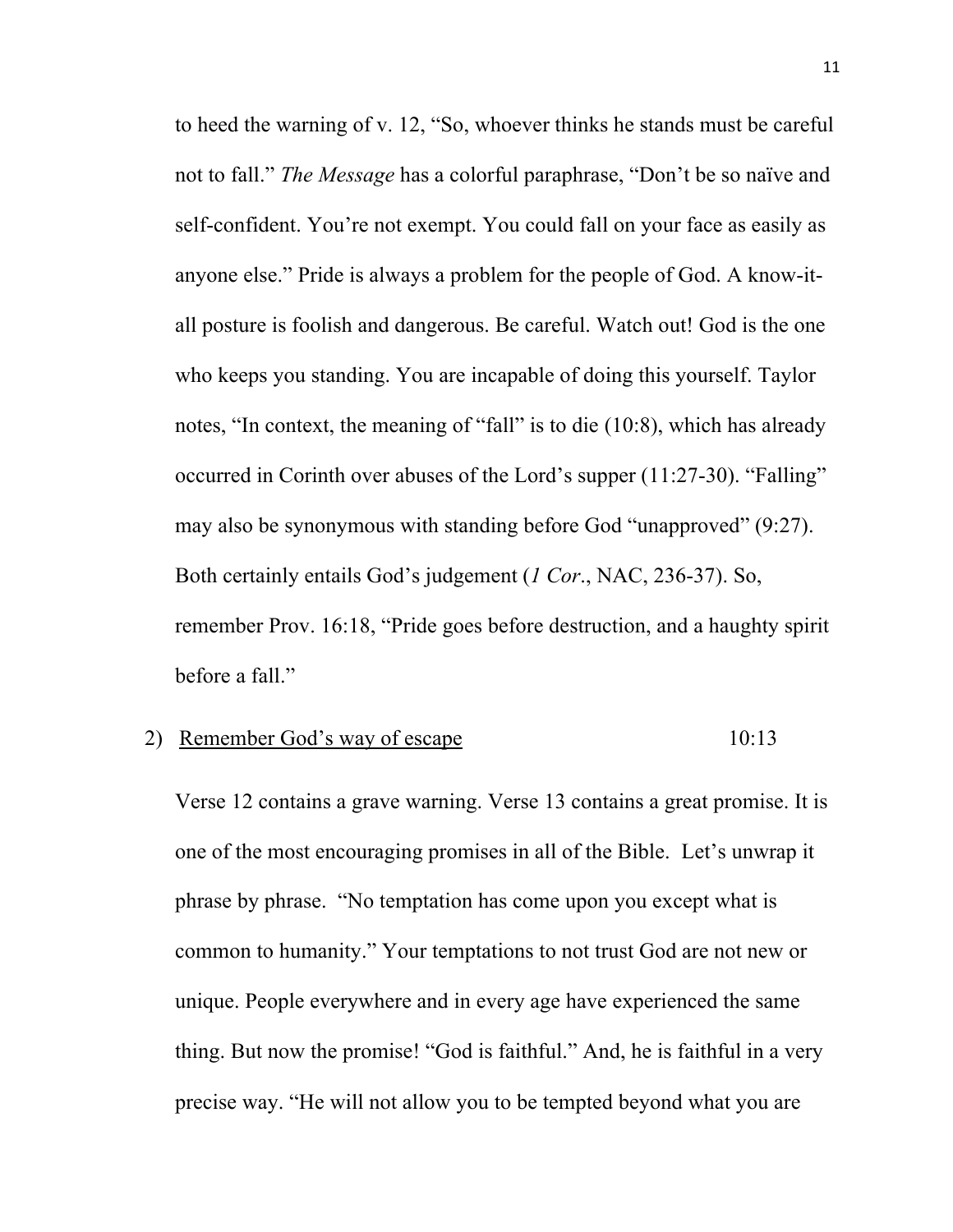to heed the warning of v. 12, "So, whoever thinks he stands must be careful not to fall." *The Message* has a colorful paraphrase, "Don't be so naïve and self-confident. You're not exempt. You could fall on your face as easily as anyone else." Pride is always a problem for the people of God. A know-it-all posture is foolish and dangerous. Be careful. Watch out! God is the one who keeps you standing. You are incapable of doing this yourself. Taylor notes, "In context, the meaning of "fall" is to die (10:8), which has already occurred in Corinth over abuses of the Lord's supper (11:27-30). "Falling" may also be synonymous with standing before God "unapproved" (9:27). Both certainly entails God's judgement (*1 Cor*., NAC, 236-37). So, remember Prov. 16:18, "Pride goes before destruction, and a haughty spirit before a fall."

2) <u>Remember God's way of escape</u> 10:13

Verse 12 contains a grave warning. Verse 13 contains a great promise. It is one of the most encouraging promises in all of the Bible. Let's unwrap it phrase by phrase. "No temptation has come upon you except what is common to humanity." Your temptations to not trust God are not new or unique. People everywhere and in every age have experienced the same thing. But now the promise! "God is faithful." And, he is faithful in a very precise way. "He will not allow you to be tempted beyond what you are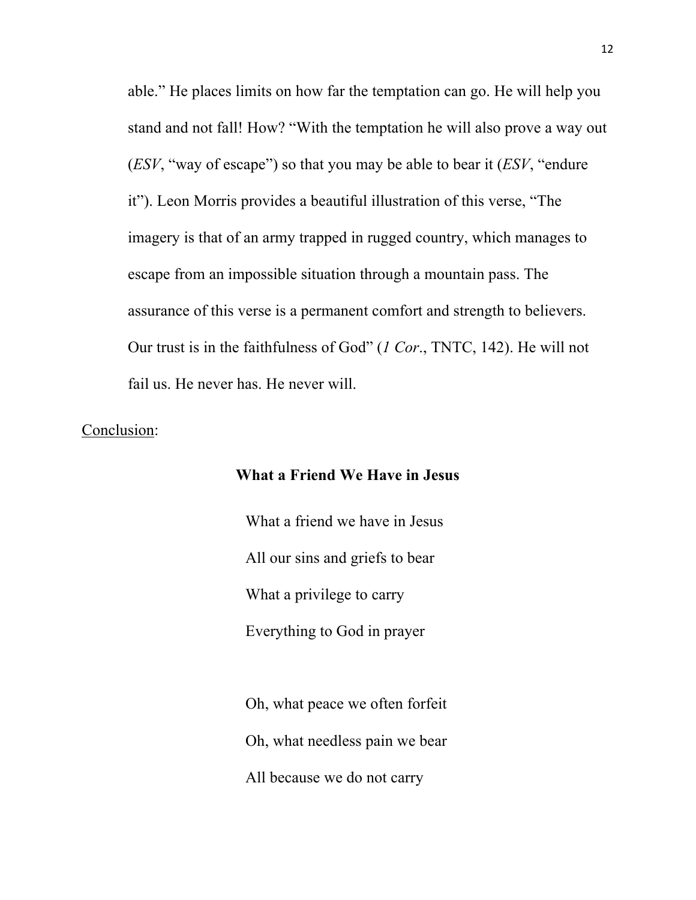able." He places limits on how far the temptation can go. He will help you stand and not fall! How? "With the temptation he will also prove a way out (*ESV*, "way of escape") so that you may be able to bear it (*ESV*, "endure it"). Leon Morris provides a beautiful illustration of this verse, "The imagery is that of an army trapped in rugged country, which manages to escape from an impossible situation through a mountain pass. The assurance of this verse is a permanent comfort and strength to believers. Our trust is in the faithfulness of God" (*1 Cor*., TNTC, 142). He will not fail us. He never has. He never will.

<u>Conclusion</u>:

**What a Friend We Have in Jesus**

What a friend we have in Jesus  
All our sins and griefs to bear  
What a privilege to carry  
Everything to God in prayer

Oh, what peace we often forfeit  
Oh, what needless pain we bear  
All because we do not carry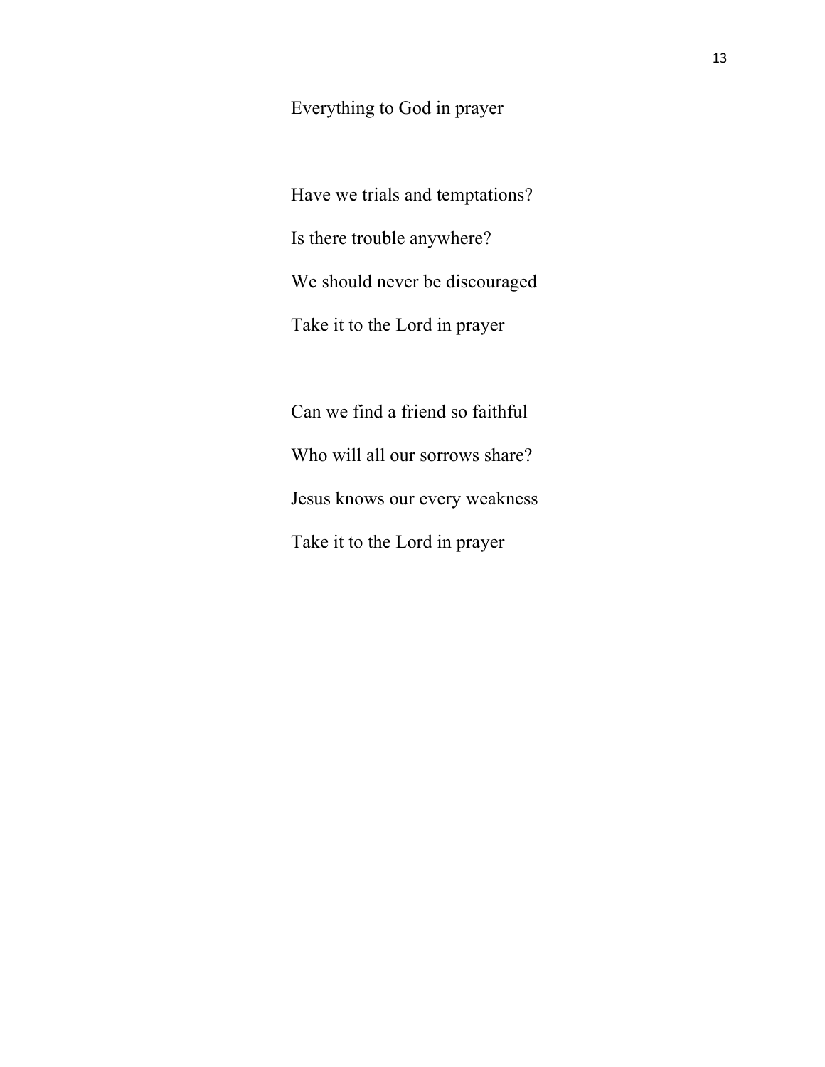Everything to God in prayer

Have we trials and temptations?

Is there trouble anywhere?

We should never be discouraged

Take it to the Lord in prayer

Can we find a friend so faithful

Who will all our sorrows share?

Jesus knows our every weakness

Take it to the Lord in prayer